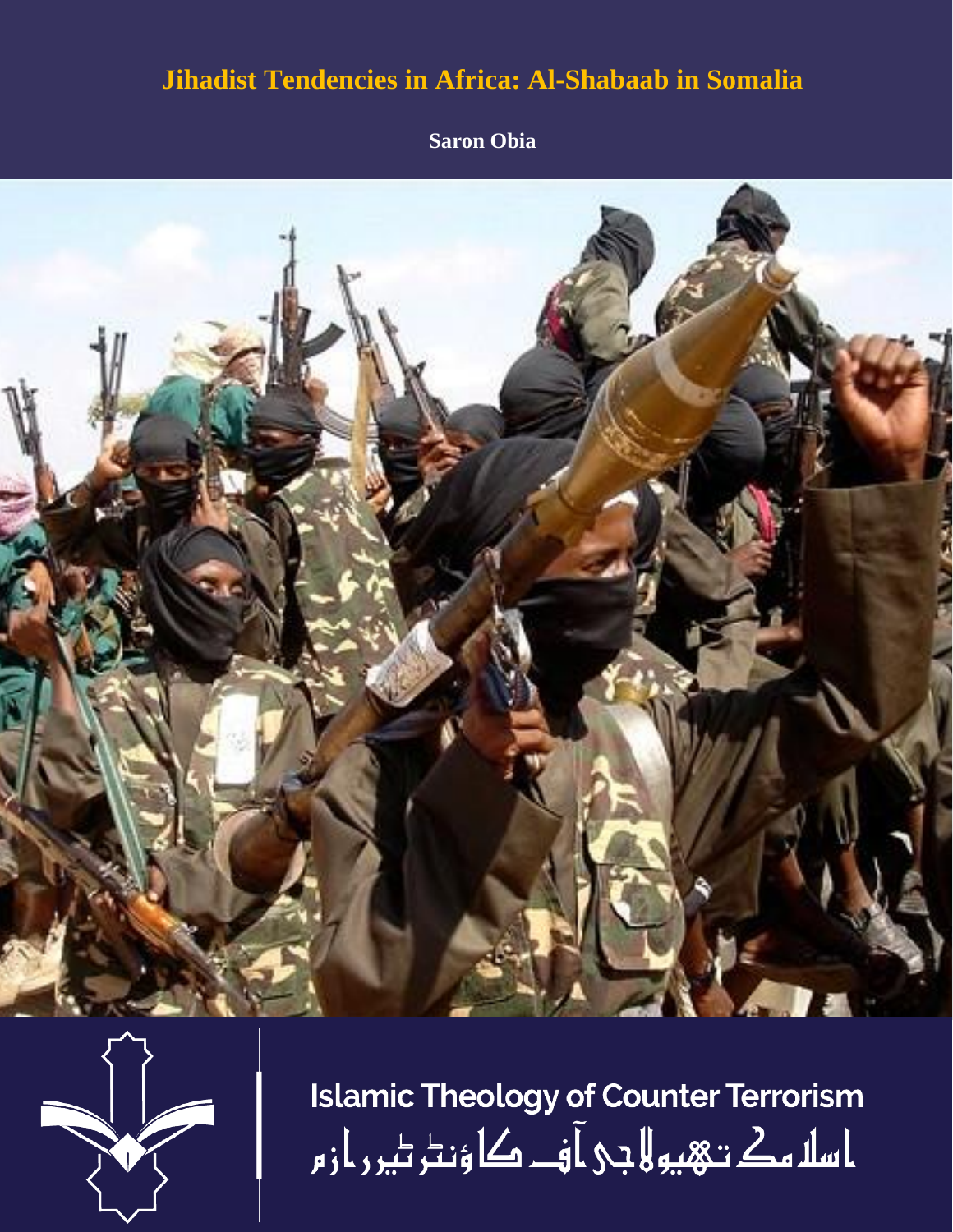# Jihadist Tendencies in Africa: Al-Shabaab in Somalia

**Saron Obia**

Islamic Theology of Counter Terrorism

اسلامک تھیولاجی آف کاؤنٹر ٹیررازم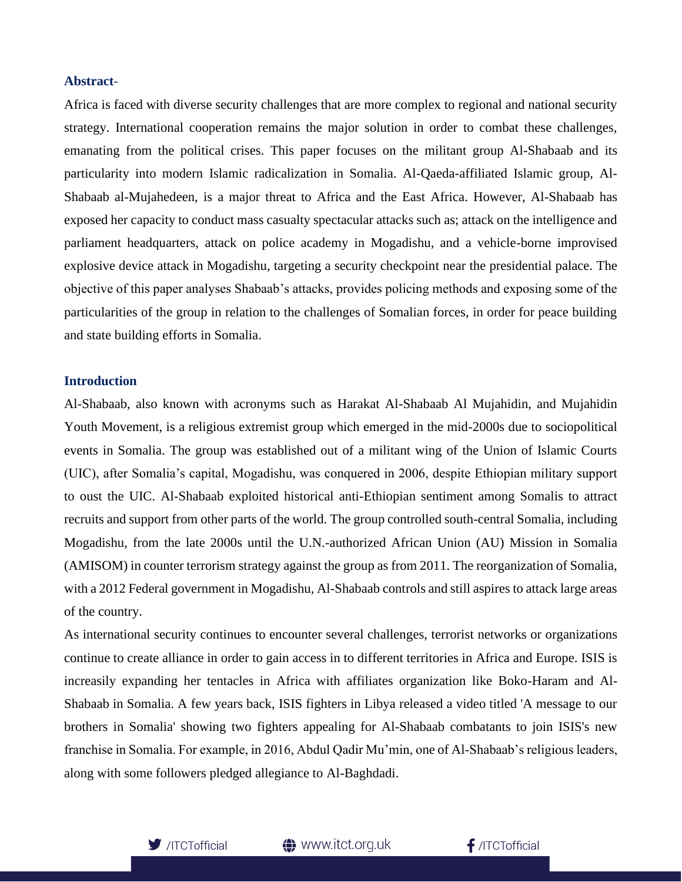## Abstract-

Africa is faced with diverse security challenges that are more complex to regional and national security strategy. International cooperation remains the major solution in order to combat these challenges, emanating from the political crises. This paper focuses on the militant group Al-Shabaab and its particularity into modern Islamic radicalization in Somalia. Al-Qaeda-affiliated Islamic group, Al-Shabaab al-Mujahedeen, is a major threat to Africa and the East Africa. However, Al-Shabaab has exposed her capacity to conduct mass casualty spectacular attacks such as; attack on the intelligence and parliament headquarters, attack on police academy in Mogadishu, and a vehicle-borne improvised explosive device attack in Mogadishu, targeting a security checkpoint near the presidential palace. The objective of this paper analyses Shabaab's attacks, provides policing methods and exposing some of the particularities of the group in relation to the challenges of Somalian forces, in order for peace building and state building efforts in Somalia.

## Introduction

Al-Shabaab, also known with acronyms such as Harakat Al-Shabaab Al Mujahidin, and Mujahidin Youth Movement, is a religious extremist group which emerged in the mid-2000s due to sociopolitical events in Somalia. The group was established out of a militant wing of the Union of Islamic Courts (UIC), after Somalia's capital, Mogadishu, was conquered in 2006, despite Ethiopian military support to oust the UIC. Al-Shabaab exploited historical anti-Ethiopian sentiment among Somalis to attract recruits and support from other parts of the world. The group controlled south-central Somalia, including Mogadishu, from the late 2000s until the U.N.-authorized African Union (AU) Mission in Somalia (AMISOM) in counter terrorism strategy against the group as from 2011. The reorganization of Somalia, with a 2012 Federal government in Mogadishu, Al-Shabaab controls and still aspires to attack large areas of the country.

As international security continues to encounter several challenges, terrorist networks or organizations continue to create alliance in order to gain access in to different territories in Africa and Europe. ISIS is increaisly expanding her tentacles in Africa with affiliates organization like Boko-Haram and Al-Shabaab in Somalia. A few years back, ISIS fighters in Libya released a video titled 'A message to our brothers in Somalia' showing two fighters appealing for Al-Shabaab combatants to join ISIS's new franchise in Somalia. For example, in 2016, Abdul Qadir Mu'min, one of Al-Shabaab's religious leaders, along with some followers pledged allegiance to Al-Baghdadi.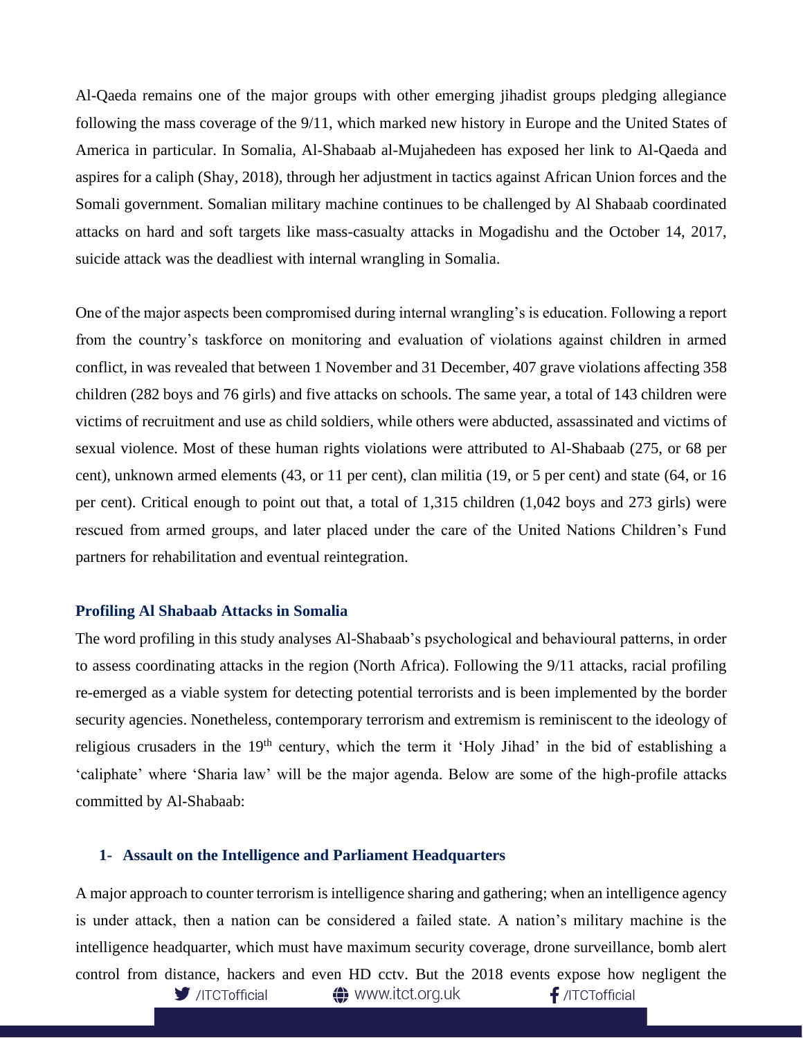Al-Qaeda remains one of the major groups with other emerging jihadist groups pledging allegiance following the mass coverage of the 9/11, which marked new history in Europe and the United States of America in particular. In Somalia, Al-Shabaab al-Mujahedeen has exposed her link to Al-Qaeda and aspires for a caliph (Shay, 2018), through her adjustment in tactics against African Union forces and the Somali government. Somalian military machine continues to be challenged by Al Shabaab coordinated attacks on hard and soft targets like mass-casualty attacks in Mogadishu and the October 14, 2017, suicide attack was the deadliest with internal wrangling in Somalia.

One of the major aspects been compromised during internal wrangling's is education. Following a report from the country's taskforce on monitoring and evaluation of violations against children in armed conflict, in was revealed that between 1 November and 31 December, 407 grave violations affecting 358 children (282 boys and 76 girls) and five attacks on schools. The same year, a total of 143 children were victims of recruitment and use as child soldiers, while others were abducted, assassinated and victims of sexual violence. Most of these human rights violations were attributed to Al-Shabaab (275, or 68 per cent), unknown armed elements (43, or 11 per cent), clan militia (19, or 5 per cent) and state (64, or 16 per cent). Critical enough to point out that, a total of 1,315 children (1,042 boys and 273 girls) were rescued from armed groups, and later placed under the care of the United Nations Children's Fund partners for rehabilitation and eventual reintegration.

### Profiling Al Shabaab Attacks in Somalia

The word profiling in this study analyses Al-Shabaab's psychological and behavioural patterns, in order to assess coordinating attacks in the region (North Africa). Following the 9/11 attacks, racial profiling re-emerged as a viable system for detecting potential terrorists and is been implemented by the border security agencies. Nonetheless, contemporary terrorism and extremism is reminiscent to the ideology of religious crusaders in the 19th century, which the term it 'Holy Jihad' in the bid of establishing a 'caliphate' where 'Sharia law' will be the major agenda. Below are some of the high-profile attacks committed by Al-Shabaab:

#### 1- Assault on the Intelligence and Parliament Headquarters

A major approach to counter terrorism is intelligence sharing and gathering; when an intelligence agency is under attack, then a nation can be considered a failed state. A nation's military machine is the intelligence headquarter, which must have maximum security coverage, drone surveillance, bomb alert control from distance, hackers and even HD cctv. But the 2018 events expose how negligent the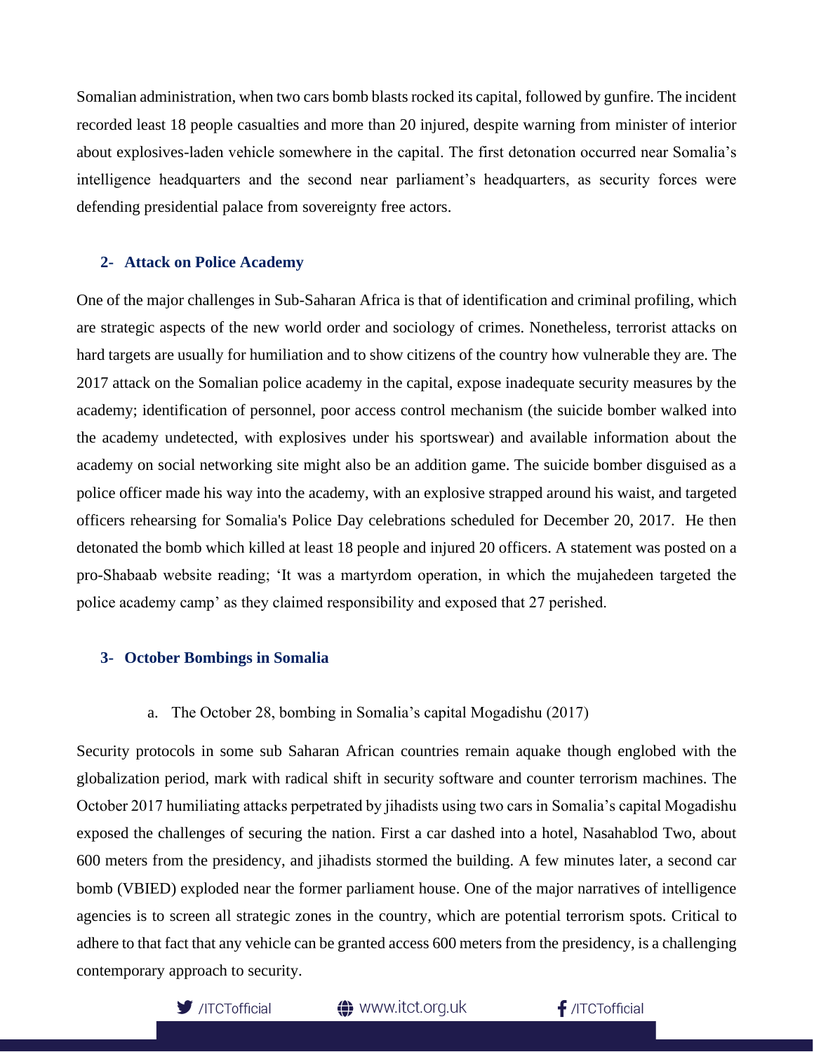Somalian administration, when two cars bomb blasts rocked its capital, followed by gunfire. The incident recorded least 18 people casualties and more than 20 injured, despite warning from minister of interior about explosives-laden vehicle somewhere in the capital. The first detonation occurred near Somalia's intelligence headquarters and the second near parliament's headquarters, as security forces were defending presidential palace from sovereignty free actors.

### 2- Attack on Police Academy

One of the major challenges in Sub-Saharan Africa is that of identification and criminal profiling, which are strategic aspects of the new world order and sociology of crimes. Nonetheless, terrorist attacks on hard targets are usually for humiliation and to show citizens of the country how vulnerable they are. The 2017 attack on the Somalian police academy in the capital, expose inadequate security measures by the academy; identification of personnel, poor access control mechanism (the suicide bomber walked into the academy undetected, with explosives under his sportswear) and available information about the academy on social networking site might also be an addition game. The suicide bomber disguised as a police officer made his way into the academy, with an explosive strapped around his waist, and targeted officers rehearsing for Somalia's Police Day celebrations scheduled for December 20, 2017. He then detonated the bomb which killed at least 18 people and injured 20 officers. A statement was posted on a pro-Shabaab website reading; 'It was a martyrdom operation, in which the mujahedeen targeted the police academy camp' as they claimed responsibility and exposed that 27 perished.

### 3- October Bombings in Somalia

a. The October 28, bombing in Somalia's capital Mogadishu (2017)

Security protocols in some sub Saharan African countries remain aquake though englobed with the globalization period, mark with radical shift in security software and counter terrorism machines. The October 2017 humiliating attacks perpetrated by jihadists using two cars in Somalia's capital Mogadishu exposed the challenges of securing the nation. First a car dashed into a hotel, Nasahablod Two, about 600 meters from the presidency, and jihadists stormed the building. A few minutes later, a second car bomb (VBIED) exploded near the former parliament house. One of the major narratives of intelligence agencies is to screen all strategic zones in the country, which are potential terrorism spots. Critical to adhere to that fact that any vehicle can be granted access 600 meters from the presidency, is a challenging contemporary approach to security.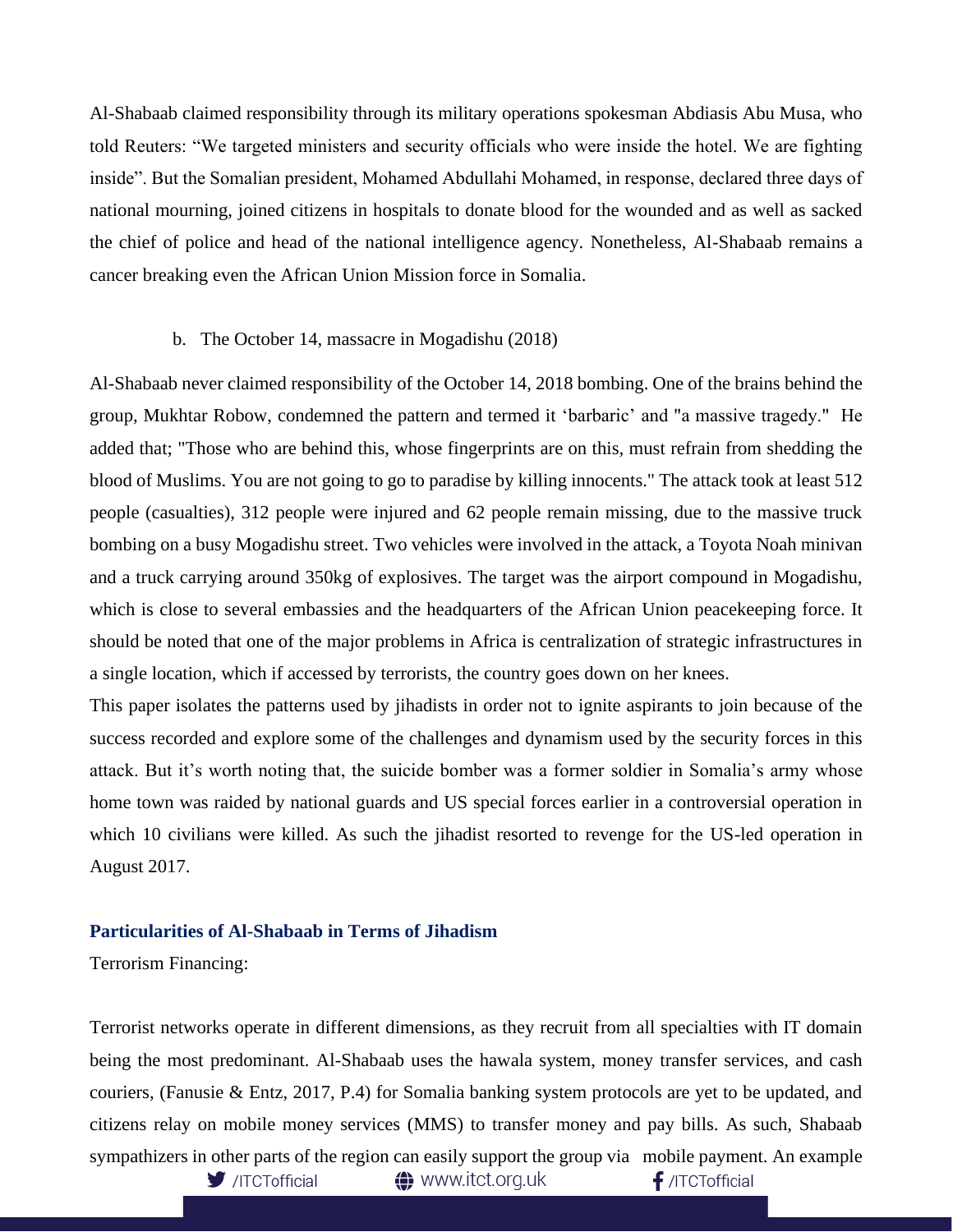Al-Shabaab claimed responsibility through its military operations spokesman Abdiasis Abu Musa, who told Reuters: “We targeted ministers and security officials who were inside the hotel. We are fighting inside”. But the Somalian president, Mohamed Abdullahi Mohamed, in response, declared three days of national mourning, joined citizens in hospitals to donate blood for the wounded and as well as sacked the chief of police and head of the national intelligence agency. Nonetheless, Al-Shabaab remains a cancer breaking even the African Union Mission force in Somalia.

b. The October 14, massacre in Mogadishu (2018)

Al-Shabaab never claimed responsibility of the October 14, 2018 bombing. One of the brains behind the group, Mukhtar Robow, condemned the pattern and termed it ‘barbaric’ and "a massive tragedy." He added that; "Those who are behind this, whose fingerprints are on this, must refrain from shedding the blood of Muslims. You are not going to go to paradise by killing innocents." The attack took at least 512 people (casualties), 312 people were injured and 62 people remain missing, due to the massive truck bombing on a busy Mogadishu street. Two vehicles were involved in the attack, a Toyota Noah minivan and a truck carrying around 350kg of explosives. The target was the airport compound in Mogadishu, which is close to several embassies and the headquarters of the African Union peacekeeping force. It should be noted that one of the major problems in Africa is centralization of strategic infrastructures in a single location, which if accessed by terrorists, the country goes down on her knees.

This paper isolates the patterns used by jihadists in order not to ignite aspirants to join because of the success recorded and explore some of the challenges and dynamism used by the security forces in this attack. But it’s worth noting that, the suicide bomber was a former soldier in Somalia’s army whose home town was raided by national guards and US special forces earlier in a controversial operation in which 10 civilians were killed. As such the jihadist resorted to revenge for the US-led operation in August 2017.

## Particularities of Al-Shabaab in Terms of Jihadism

Terrorism Financing:

Terrorist networks operate in different dimensions, as they recruit from all specialties with IT domain being the most predominant. Al-Shabaab uses the hawala system, money transfer services, and cash couriers, (Fanusie & Entz, 2017, P.4) for Somalia banking system protocols are yet to be updated, and citizens relay on mobile money services (MMS) to transfer money and pay bills. As such, Shabaab sympathizers in other parts of the region can easily support the group via mobile payment. An example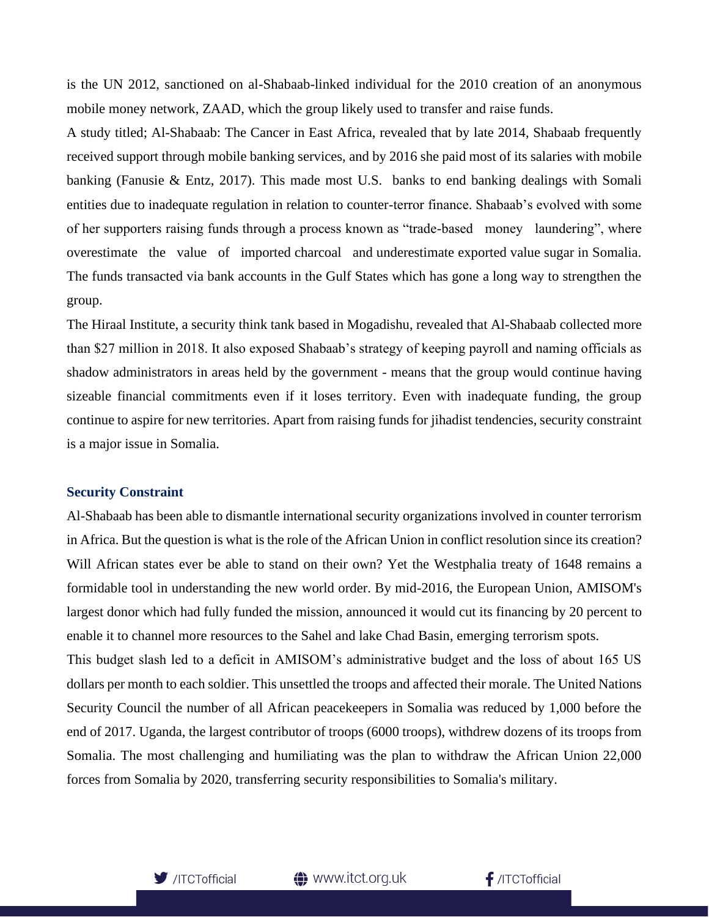is the UN 2012, sanctioned on al-Shabaab-linked individual for the 2010 creation of an anonymous mobile money network, ZAAD, which the group likely used to transfer and raise funds.

A study titled; Al-Shabaab: The Cancer in East Africa, revealed that by late 2014, Shabaab frequently received support through mobile banking services, and by 2016 she paid most of its salaries with mobile banking (Fanusie & Entz, 2017). This made most U.S. banks to end banking dealings with Somali entities due to inadequate regulation in relation to counter-terror finance. Shabaab's evolved with some of her supporters raising funds through a process known as "trade-based money laundering", where overestimate the value of imported charcoal and underestimate exported value sugar in Somalia. The funds transacted via bank accounts in the Gulf States which has gone a long way to strengthen the group.

The Hiraal Institute, a security think tank based in Mogadishu, revealed that Al-Shabaab collected more than $27 million in 2018. It also exposed Shabaab's strategy of keeping payroll and naming officials as shadow administrators in areas held by the government - means that the group would continue having sizeable financial commitments even if it loses territory. Even with inadequate funding, the group continue to aspire for new territories. Apart from raising funds for jihadist tendencies, security constraint is a major issue in Somalia.

### Security Constraint

Al-Shabaab has been able to dismantle international security organizations involved in counter terrorism in Africa. But the question is what is the role of the African Union in conflict resolution since its creation? Will African states ever be able to stand on their own? Yet the Westphalia treaty of 1648 remains a formidable tool in understanding the new world order. By mid-2016, the European Union, AMISOM's largest donor which had fully funded the mission, announced it would cut its financing by 20 percent to enable it to channel more resources to the Sahel and lake Chad Basin, emerging terrorism spots.

This budget slash led to a deficit in AMISOM's administrative budget and the loss of about 165 US dollars per month to each soldier. This unsettled the troops and affected their morale. The United Nations Security Council the number of all African peacekeepers in Somalia was reduced by 1,000 before the end of 2017. Uganda, the largest contributor of troops (6000 troops), withdrew dozens of its troops from Somalia. The most challenging and humiliating was the plan to withdraw the African Union 22,000 forces from Somalia by 2020, transferring security responsibilities to Somalia's military.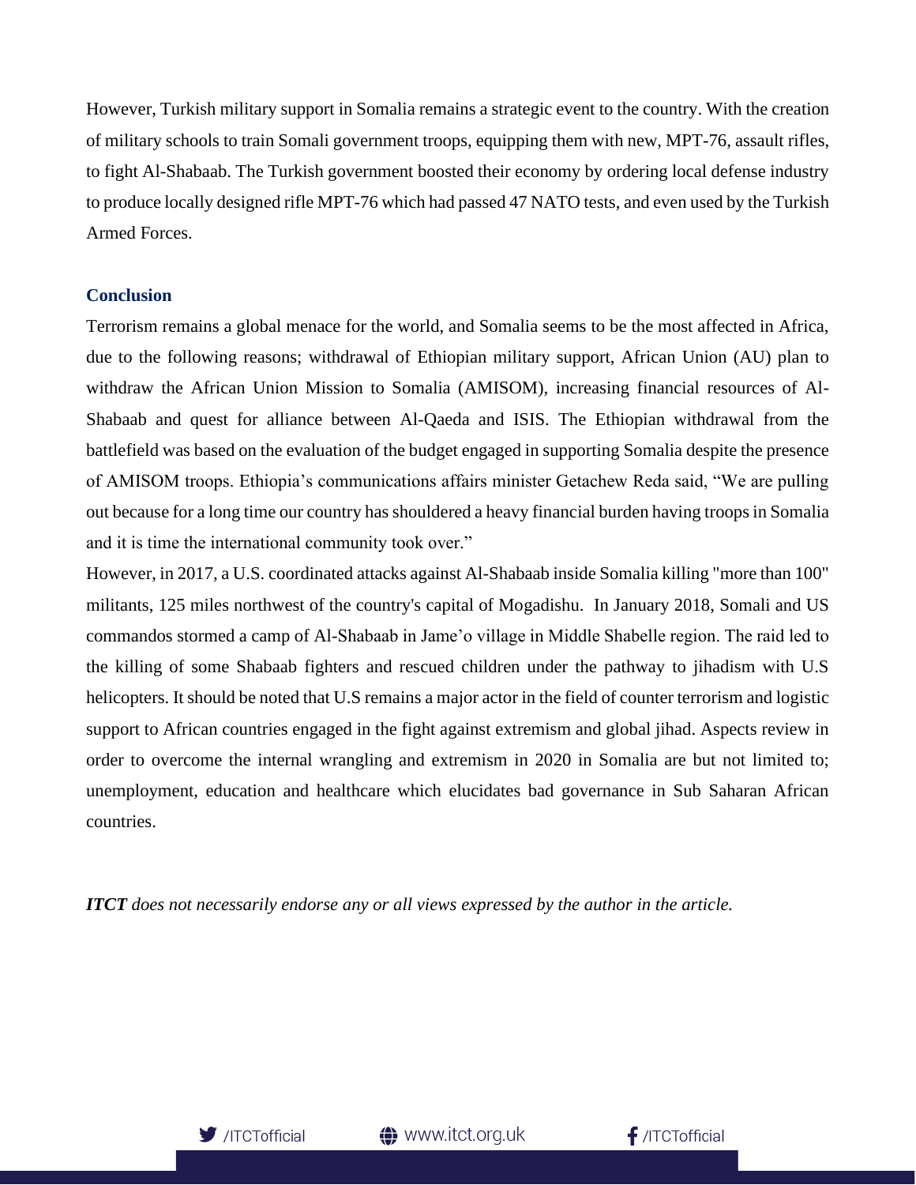However, Turkish military support in Somalia remains a strategic event to the country. With the creation of military schools to train Somali government troops, equipping them with new, MPT-76, assault rifles, to fight Al-Shabaab. The Turkish government boosted their economy by ordering local defense industry to produce locally designed rifle MPT-76 which had passed 47 NATO tests, and even used by the Turkish Armed Forces.

## Conclusion

Terrorism remains a global menace for the world, and Somalia seems to be the most affected in Africa, due to the following reasons; withdrawal of Ethiopian military support, African Union (AU) plan to withdraw the African Union Mission to Somalia (AMISOM), increasing financial resources of Al-Shabaab and quest for alliance between Al-Qaeda and ISIS. The Ethiopian withdrawal from the battlefield was based on the evaluation of the budget engaged in supporting Somalia despite the presence of AMISOM troops. Ethiopia's communications affairs minister Getachew Reda said, "We are pulling out because for a long time our country has shouldered a heavy financial burden having troops in Somalia and it is time the international community took over."

However, in 2017, a U.S. coordinated attacks against Al-Shabaab inside Somalia killing "more than 100" militants, 125 miles northwest of the country's capital of Mogadishu. In January 2018, Somali and US commandos stormed a camp of Al-Shabaab in Jame'o village in Middle Shabelle region. The raid led to the killing of some Shabaab fighters and rescued children under the pathway to jihadism with U.S helicopters. It should be noted that U.S remains a major actor in the field of counter terrorism and logistic support to African countries engaged in the fight against extremism and global jihad. Aspects review in order to overcome the internal wrangling and extremism in 2020 in Somalia are but not limited to; unemployment, education and healthcare which elucidates bad governance in Sub Saharan African countries.

***ITCT** does not necessarily endorse any or all views expressed by the author in the article.*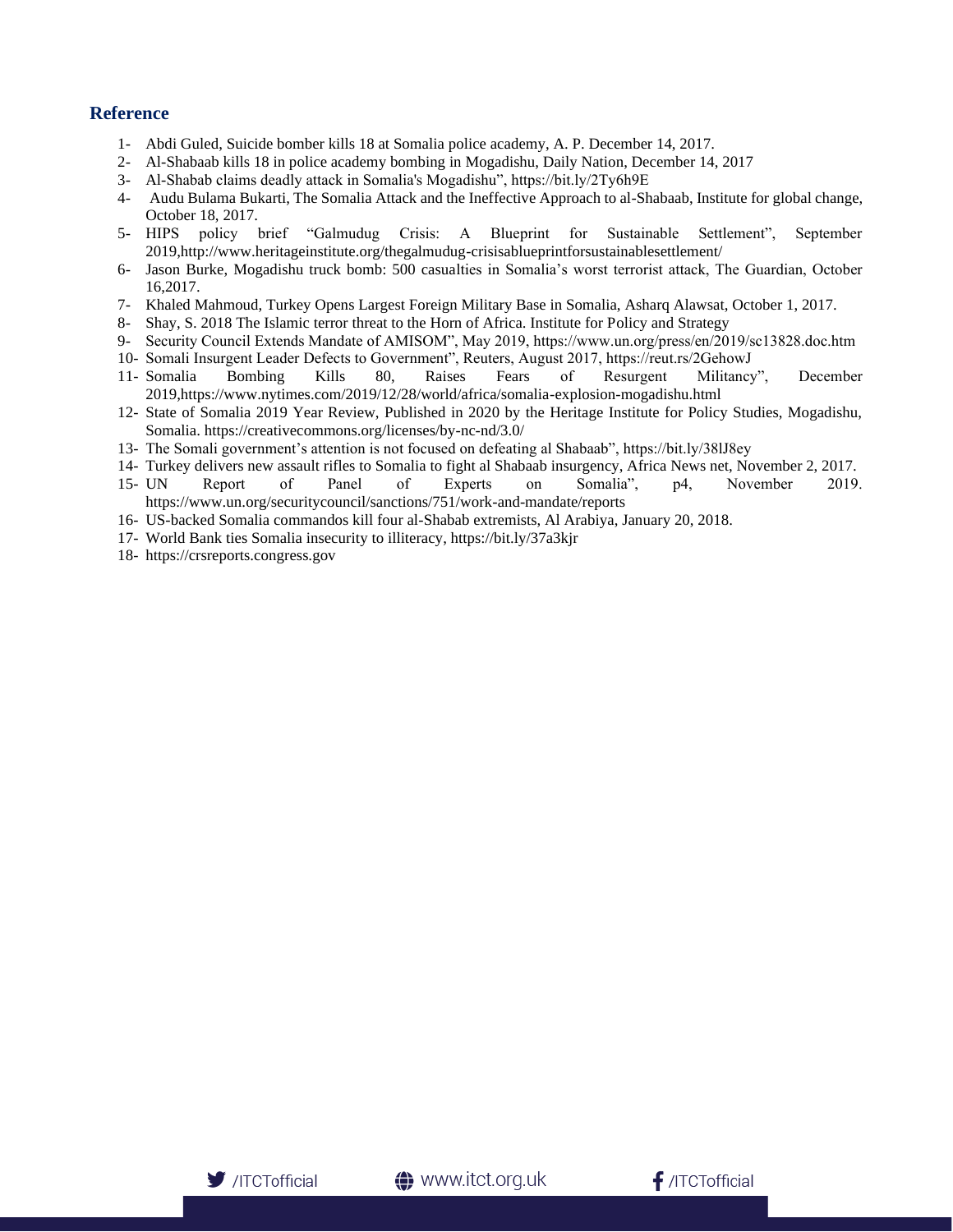## Reference

1- Abdi Guled, Suicide bomber kills 18 at Somalia police academy, A. P. December 14, 2017.
2- Al-Shabaab kills 18 in police academy bombing in Mogadishu, Daily Nation, December 14, 2017
3- Al-Shabab claims deadly attack in Somalia's Mogadishu", https://bit.ly/2Ty6h9E
4- Audu Bulama Bukarti, The Somalia Attack and the Ineffective Approach to al-Shabaab, Institute for global change, October 18, 2017.
5- HIPS policy brief "Galmudug Crisis: A Blueprint for Sustainable Settlement", September 2019,http://www.heritageinstitute.org/thegalmudug-crisisablueprintforsustainablesettlement/
6- Jason Burke, Mogadishu truck bomb: 500 casualties in Somalia's worst terrorist attack, The Guardian, October 16,2017.
7- Khaled Mahmoud, Turkey Opens Largest Foreign Military Base in Somalia, Asharq Alawsat, October 1, 2017.
8- Shay, S. 2018 The Islamic terror threat to the Horn of Africa. Institute for Policy and Strategy
9- Security Council Extends Mandate of AMISOM", May 2019, https://www.un.org/press/en/2019/sc13828.doc.htm
10- Somali Insurgent Leader Defects to Government", Reuters, August 2017, https://reut.rs/2GehowJ
11- Somalia Bombing Kills 80, Raises Fears of Resurgent Militancy", December 2019,https://www.nytimes.com/2019/12/28/world/africa/somalia-explosion-mogadishu.html
12- State of Somalia 2019 Year Review, Published in 2020 by the Heritage Institute for Policy Studies, Mogadishu, Somalia. https://creativecommons.org/licenses/by-nc-nd/3.0/
13- The Somali government's attention is not focused on defeating al Shabaab", https://bit.ly/38lJ8ey
14- Turkey delivers new assault rifles to Somalia to fight al Shabaab insurgency, Africa News net, November 2, 2017.
15- UN Report of Panel of Experts on Somalia", p4, November 2019. https://www.un.org/securitycouncil/sanctions/751/work-and-mandate/reports
16- US-backed Somalia commandos kill four al-Shabab extremists, Al Arabiya, January 20, 2018.
17- World Bank ties Somalia insecurity to illiteracy, https://bit.ly/37a3kjr
18- https://crsreports.congress.gov